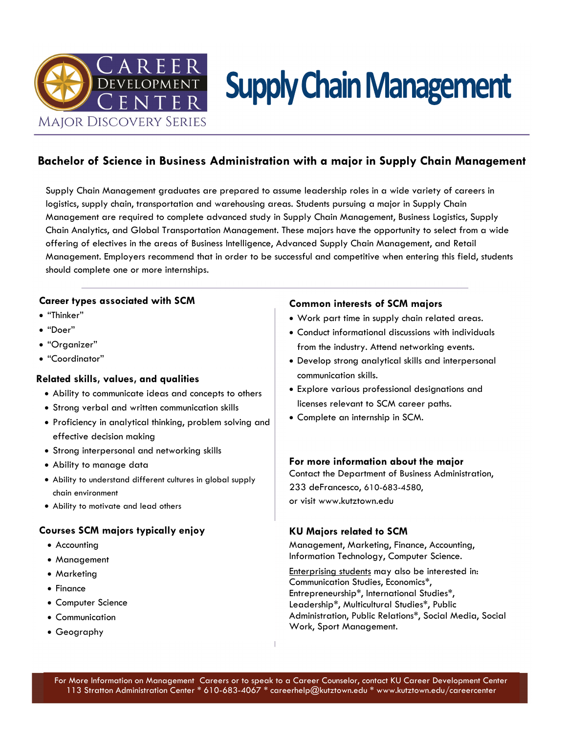# Supply Chain Management

Career Development Center — Major Discovery Series

## Bachelor of Science in Business Administration with a major in Supply Chain Management

Supply Chain Management graduates are prepared to assume leadership roles in a wide variety of careers in logistics, supply chain, transportation and warehousing areas. Students pursuing a major in Supply Chain Management are required to complete advanced study in Supply Chain Management, Business Logistics, Supply Chain Analytics, and Global Transportation Management. These majors have the opportunity to select from a wide offering of electives in the areas of Business Intelligence, Advanced Supply Chain Management, and Retail Management. Employers recommend that in order to be successful and competitive when entering this field, students should complete one or more internships.

### Career types associated with SCM

- "Thinker"
- "Doer"
- "Organizer"
- "Coordinator"

### Related skills, values, and qualities

- Ability to communicate ideas and concepts to others
- Strong verbal and written communication skills
- Proficiency in analytical thinking, problem solving and effective decision making
- Strong interpersonal and networking skills
- Ability to manage data
- Ability to understand different cultures in global supply chain environment
- Ability to motivate and lead others

### Courses SCM majors typically enjoy

- Accounting
- Management
- Marketing
- Finance
- Computer Science
- Communication
- Geography

### Common interests of SCM majors

- Work part time in supply chain related areas.
- Conduct informational discussions with individuals from the industry. Attend networking events.
- Develop strong analytical skills and interpersonal communication skills.
- Explore various professional designations and licenses relevant to SCM career paths.
- Complete an internship in SCM.

### For more information about the major

Contact the Department of Business Administration, 233 deFrancesco, 610-683-4580, or visit www.kutztown.edu

### KU Majors related to SCM

Management, Marketing, Finance, Accounting, Information Technology, Computer Science.

Enterprising students may also be interested in: Communication Studies, Economics*, Entrepreneurship*, International Studies*, Leadership*, Multicultural Studies*, Public Administration, Public Relations*, Social Media, Social Work, Sport Management.

For More Information on Management Careers or to speak to a Career Counselor, contact KU Career Development Center
113 Stratton Administration Center * 610-683-4067 * careerhelp@kutztown.edu * www.kutztown.edu/careercenter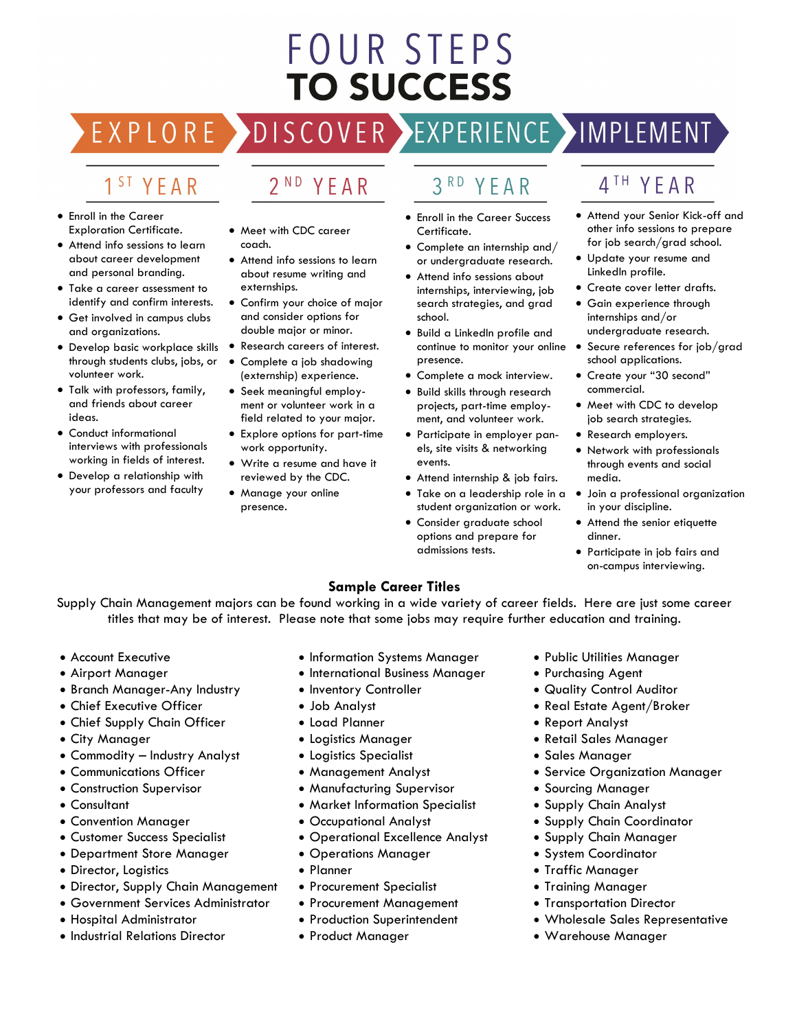# FOUR STEPS TO SUCCESS

## EXPLORE — 1ST YEAR

- Enroll in the Career Exploration Certificate.
- Attend info sessions to learn about career development and personal branding.
- Take a career assessment to identify and confirm interests.
- Get involved in campus clubs and organizations.
- Develop basic workplace skills through students clubs, jobs, or volunteer work.
- Talk with professors, family, and friends about career ideas.
- Conduct informational interviews with professionals working in fields of interest.
- Develop a relationship with your professors and faculty

## DISCOVER — 2ND YEAR

- Meet with CDC career coach.
- Attend info sessions to learn about resume writing and externships.
- Confirm your choice of major and consider options for double major or minor.
- Research careers of interest.
- Complete a job shadowing (externship) experience.
- Seek meaningful employment or volunteer work in a field related to your major.
- Explore options for part-time work opportunity.
- Write a resume and have it reviewed by the CDC.
- Manage your online presence.

## EXPERIENCE — 3RD YEAR

- Enroll in the Career Success Certificate.
- Complete an internship and/or undergraduate research.
- Attend info sessions about internships, interviewing, job search strategies, and grad school.
- Build a LinkedIn profile and continue to monitor your online presence.
- Complete a mock interview.
- Build skills through research projects, part-time employment, and volunteer work.
- Participate in employer panels, site visits & networking events.
- Attend internship & job fairs.
- Take on a leadership role in a student organization or work.
- Consider graduate school options and prepare for admissions tests.

## IMPLEMENT — 4TH YEAR

- Attend your Senior Kick-off and other info sessions to prepare for job search/grad school.
- Update your resume and LinkedIn profile.
- Create cover letter drafts.
- Gain experience through internships and/or undergraduate research.
- Secure references for job/grad school applications.
- Create your "30 second" commercial.
- Meet with CDC to develop job search strategies.
- Research employers.
- Network with professionals through events and social media.
- Join a professional organization in your discipline.
- Attend the senior etiquette dinner.
- Participate in job fairs and on-campus interviewing.

## Sample Career Titles

Supply Chain Management majors can be found working in a wide variety of career fields. Here are just some career titles that may be of interest. Please note that some jobs may require further education and training.

- Account Executive
- Airport Manager
- Branch Manager-Any Industry
- Chief Executive Officer
- Chief Supply Chain Officer
- City Manager
- Commodity – Industry Analyst
- Communications Officer
- Construction Supervisor
- Consultant
- Convention Manager
- Customer Success Specialist
- Department Store Manager
- Director, Logistics
- Director, Supply Chain Management
- Government Services Administrator
- Hospital Administrator
- Industrial Relations Director
- Information Systems Manager
- International Business Manager
- Inventory Controller
- Job Analyst
- Load Planner
- Logistics Manager
- Logistics Specialist
- Management Analyst
- Manufacturing Supervisor
- Market Information Specialist
- Occupational Analyst
- Operational Excellence Analyst
- Operations Manager
- Planner
- Procurement Specialist
- Procurement Management
- Production Superintendent
- Product Manager
- Public Utilities Manager
- Purchasing Agent
- Quality Control Auditor
- Real Estate Agent/Broker
- Report Analyst
- Retail Sales Manager
- Sales Manager
- Service Organization Manager
- Sourcing Manager
- Supply Chain Analyst
- Supply Chain Coordinator
- Supply Chain Manager
- System Coordinator
- Traffic Manager
- Training Manager
- Transportation Director
- Wholesale Sales Representative
- Warehouse Manager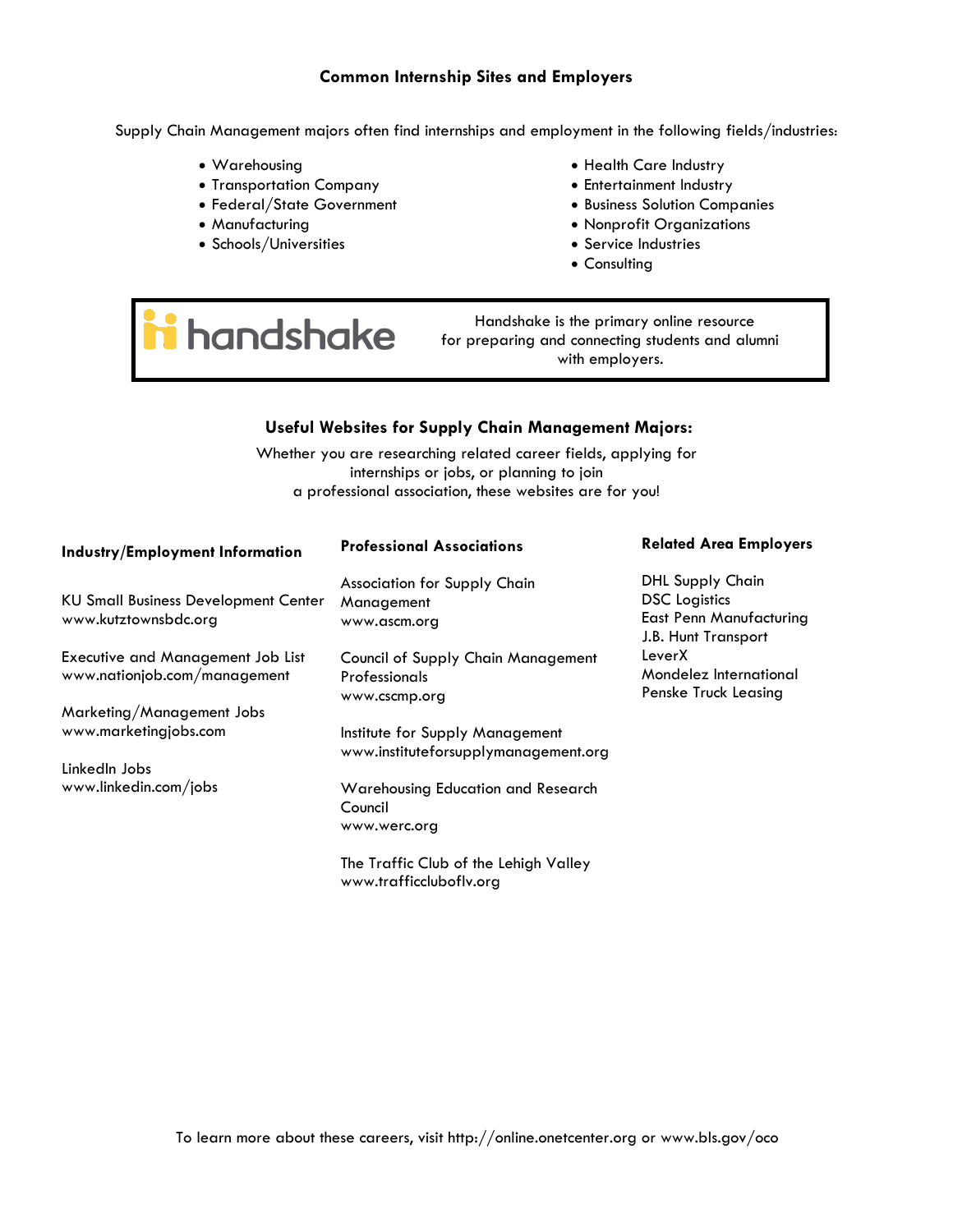## Common Internship Sites and Employers

Supply Chain Management majors often find internships and employment in the following fields/industries:

- Warehousing
- Transportation Company
- Federal/State Government
- Manufacturing
- Schools/Universities
- Health Care Industry
- Entertainment Industry
- Business Solution Companies
- Nonprofit Organizations
- Service Industries
- Consulting

**handshake** — Handshake is the primary online resource for preparing and connecting students and alumni with employers.

## Useful Websites for Supply Chain Management Majors:

Whether you are researching related career fields, applying for internships or jobs, or planning to join a professional association, these websites are for you!

### Industry/Employment Information

KU Small Business Development Center
www.kutztownsbdc.org

Executive and Management Job List
www.nationjob.com/management

Marketing/Management Jobs
www.marketingjobs.com

LinkedIn Jobs
www.linkedin.com/jobs

### Professional Associations

Association for Supply Chain Management
www.ascm.org

Council of Supply Chain Management Professionals
www.cscmp.org

Institute for Supply Management
www.instituteforsupplymanagement.org

Warehousing Education and Research Council
www.werc.org

The Traffic Club of the Lehigh Valley
www.trafficcluboflv.org

### Related Area Employers

DHL Supply Chain
DSC Logistics
East Penn Manufacturing
J.B. Hunt Transport
LeverX
Mondelez International
Penske Truck Leasing

To learn more about these careers, visit http://online.onetcenter.org or www.bls.gov/oco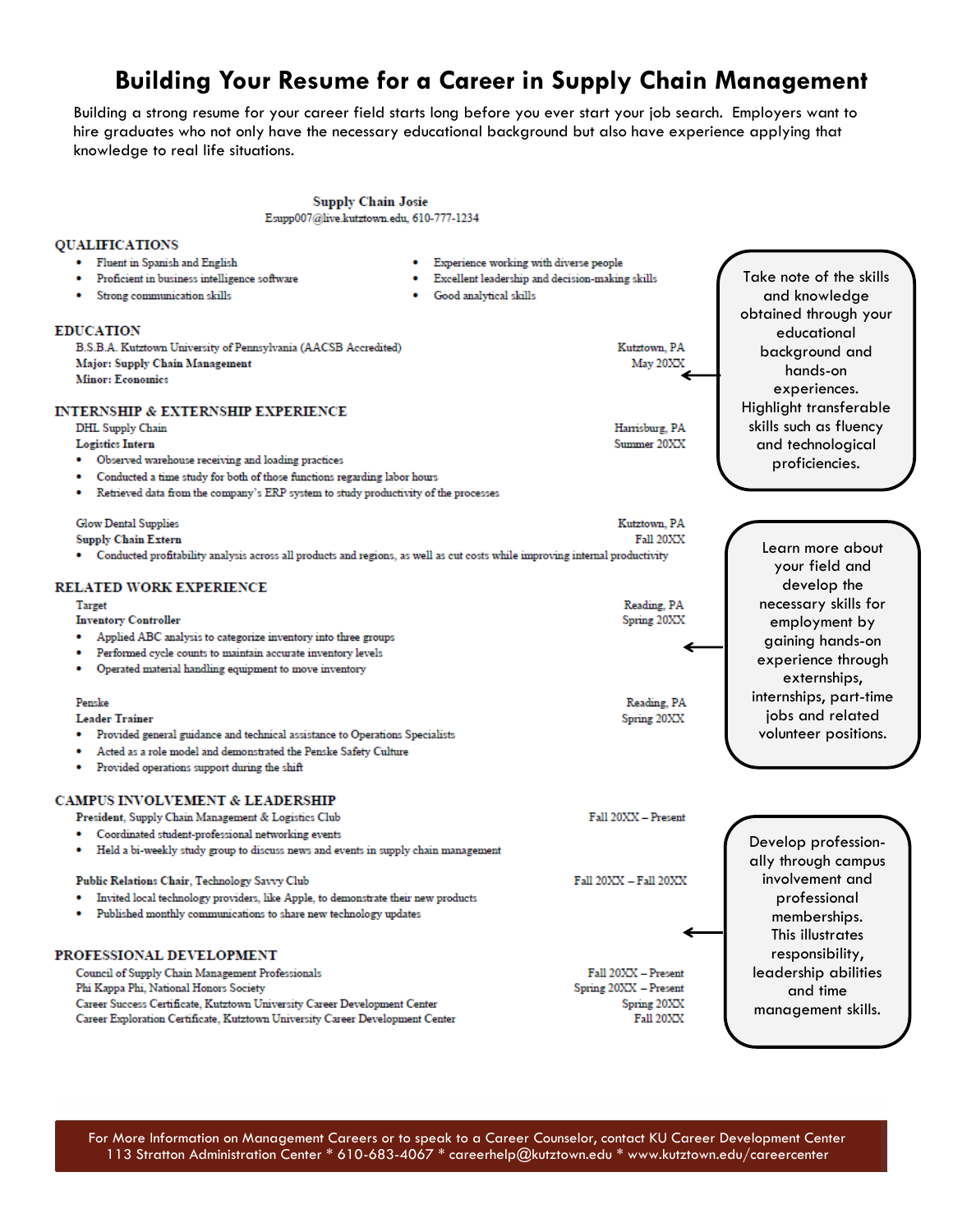# Building Your Resume for a Career in Supply Chain Management

Building a strong resume for your career field starts long before you ever start your job search. Employers want to hire graduates who not only have the necessary educational background but also have experience applying that knowledge to real life situations.

**Supply Chain Josie**
Esupp007@live.kutztown.edu, 610-777-1234

## QUALIFICATIONS

- Fluent in Spanish and English
- Proficient in business intelligence software
- Strong communication skills
- Experience working with diverse people
- Excellent leadership and decision-making skills
- Good analytical skills

## EDUCATION

B.S.B.A. Kutztown University of Pennsylvania (AACSB Accredited) — Kutztown, PA
**Major: Supply Chain Management** — May 20XX
**Minor: Economics**

> Take note of the skills and knowledge obtained through your educational background and hands-on experiences. Highlight transferable skills such as fluency and technological proficiencies.

## INTERNSHIP & EXTERNSHIP EXPERIENCE

DHL Supply Chain — Harrisburg, PA
**Logistics Intern** — Summer 20XX

- Observed warehouse receiving and loading practices
- Conducted a time study for both of those functions regarding labor hours
- Retrieved data from the company's ERP system to study productivity of the processes

Glow Dental Supplies — Kutztown, PA
**Supply Chain Extern** — Fall 20XX

- Conducted profitability analysis across all products and regions, as well as cut costs while improving internal productivity

## RELATED WORK EXPERIENCE

Target — Reading, PA
**Inventory Controller** — Spring 20XX

- Applied ABC analysis to categorize inventory into three groups
- Performed cycle counts to maintain accurate inventory levels
- Operated material handling equipment to move inventory

Penske — Reading, PA
**Leader Trainer** — Spring 20XX

- Provided general guidance and technical assistance to Operations Specialists
- Acted as a role model and demonstrated the Penske Safety Culture
- Provided operations support during the shift

> Learn more about your field and develop the necessary skills for employment by gaining hands-on experience through externships, internships, part-time jobs and related volunteer positions.

## CAMPUS INVOLVEMENT & LEADERSHIP

**President**, Supply Chain Management & Logistics Club — Fall 20XX – Present

- Coordinated student-professional networking events
- Held a bi-weekly study group to discuss news and events in supply chain management

**Public Relations Chair**, Technology Savvy Club — Fall 20XX – Fall 20XX

- Invited local technology providers, like Apple, to demonstrate their new products
- Published monthly communications to share new technology updates

## PROFESSIONAL DEVELOPMENT

Council of Supply Chain Management Professionals — Fall 20XX – Present
Phi Kappa Phi, National Honors Society — Spring 20XX – Present
Career Success Certificate, Kutztown University Career Development Center — Spring 20XX
Career Exploration Certificate, Kutztown University Career Development Center — Fall 20XX

> Develop professionally through campus involvement and professional memberships. This illustrates responsibility, leadership abilities and time management skills.

For More Information on Management Careers or to speak to a Career Counselor, contact KU Career Development Center
113 Stratton Administration Center * 610-683-4067 * careerhelp@kutztown.edu * www.kutztown.edu/careercenter